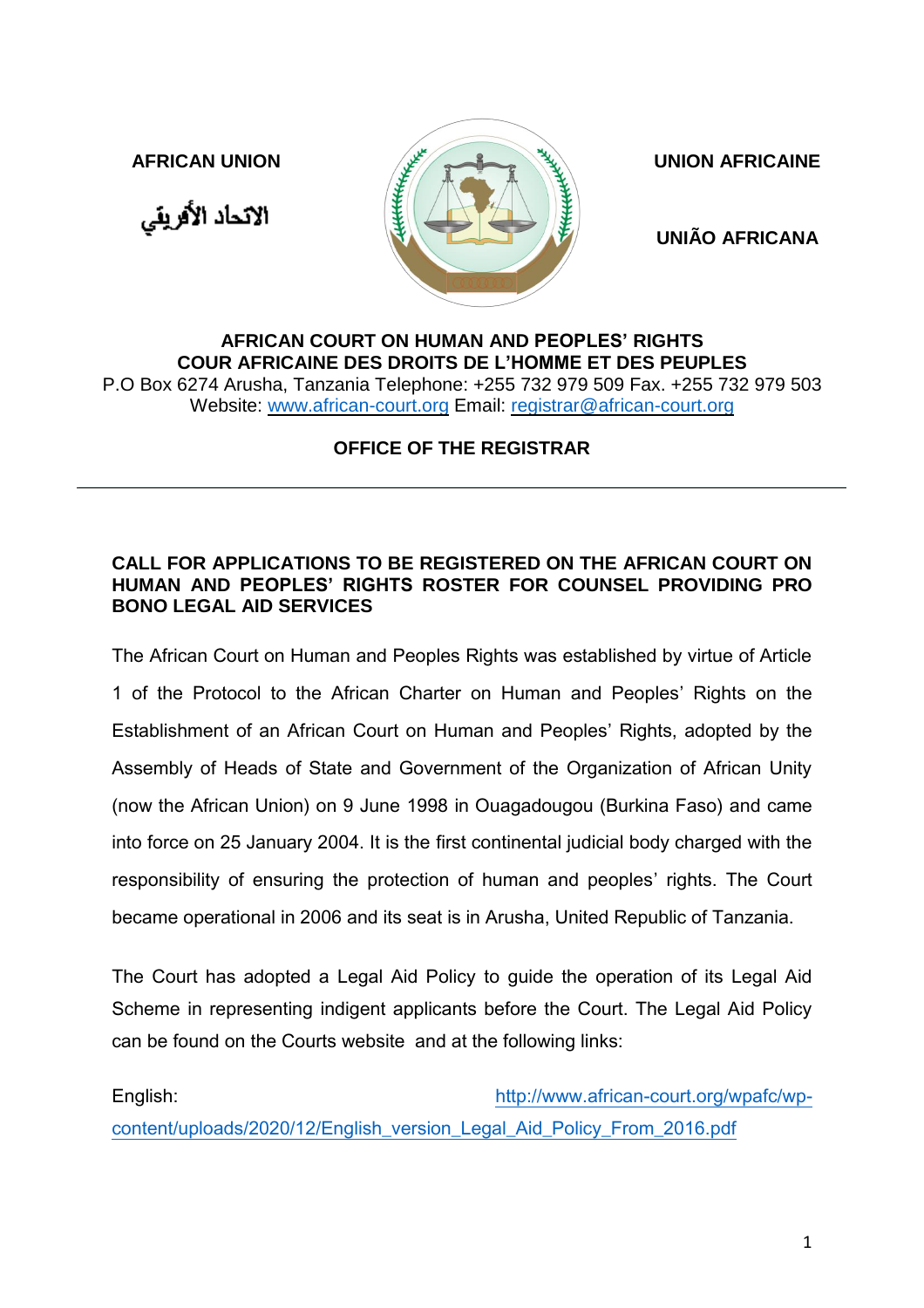**AFRICAN UNION**

الاتحاد الأفريقي

**UNION AFRICAINE**

**UNIÃO AFRICANA**

**AFRICAN COURT ON HUMAN AND PEOPLES' RIGHTS**
**COUR AFRICAINE DES DROITS DE L'HOMME ET DES PEUPLES**
P.O Box 6274 Arusha, Tanzania Telephone: +255 732 979 509 Fax. +255 732 979 503
Website: www.african-court.org Email: registrar@african-court.org

**OFFICE OF THE REGISTRAR**

---

## CALL FOR APPLICATIONS TO BE REGISTERED ON THE AFRICAN COURT ON HUMAN AND PEOPLES' RIGHTS ROSTER FOR COUNSEL PROVIDING PRO BONO LEGAL AID SERVICES

The African Court on Human and Peoples Rights was established by virtue of Article 1 of the Protocol to the African Charter on Human and Peoples' Rights on the Establishment of an African Court on Human and Peoples' Rights, adopted by the Assembly of Heads of State and Government of the Organization of African Unity (now the African Union) on 9 June 1998 in Ouagadougou (Burkina Faso) and came into force on 25 January 2004. It is the first continental judicial body charged with the responsibility of ensuring the protection of human and peoples' rights. The Court became operational in 2006 and its seat is in Arusha, United Republic of Tanzania.

The Court has adopted a Legal Aid Policy to guide the operation of its Legal Aid Scheme in representing indigent applicants before the Court. The Legal Aid Policy can be found on the Courts website and at the following links:

English: http://www.african-court.org/wpafc/wp-content/uploads/2020/12/English_version_Legal_Aid_Policy_From_2016.pdf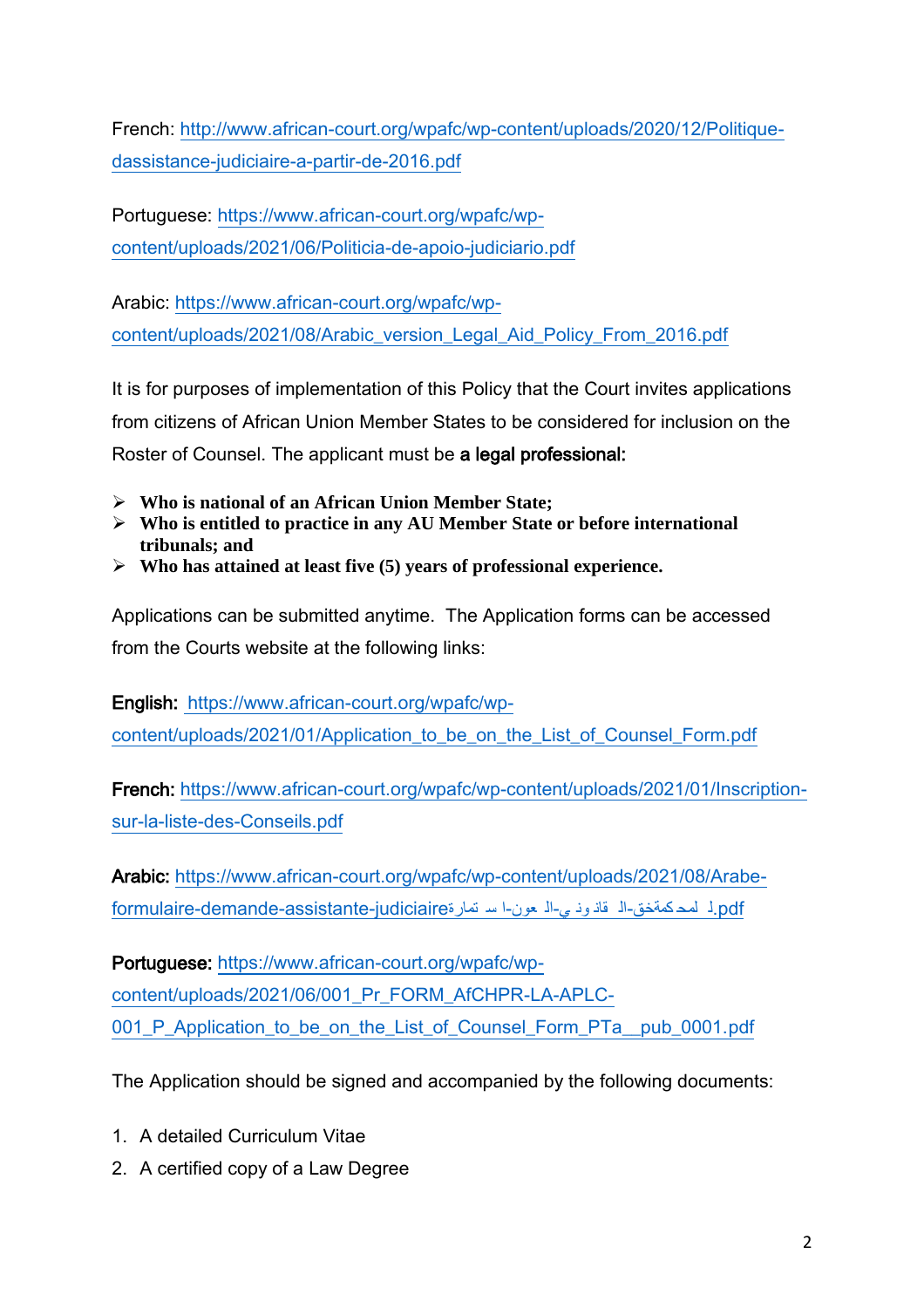French: http://www.african-court.org/wpafc/wp-content/uploads/2020/12/Politique-dassistance-judiciaire-a-partir-de-2016.pdf

Portuguese: https://www.african-court.org/wpafc/wp-content/uploads/2021/06/Politicia-de-apoio-judiciario.pdf

Arabic: https://www.african-court.org/wpafc/wp-content/uploads/2021/08/Arabic_version_Legal_Aid_Policy_From_2016.pdf

It is for purposes of implementation of this Policy that the Court invites applications from citizens of African Union Member States to be considered for inclusion on the Roster of Counsel. The applicant must be **a legal professional:**

- **Who is national of an African Union Member State;**
- **Who is entitled to practice in any AU Member State or before international tribunals; and**
- **Who has attained at least five (5) years of professional experience.**

Applications can be submitted anytime. The Application forms can be accessed from the Courts website at the following links:

**English:** https://www.african-court.org/wpafc/wp-content/uploads/2021/01/Application_to_be_on_the_List_of_Counsel_Form.pdf

**French:** https://www.african-court.org/wpafc/wp-content/uploads/2021/01/Inscription-sur-la-liste-des-Conseils.pdf

**Arabic:** https://www.african-court.org/wpafc/wp-content/uploads/2021/08/Arabe-formulaire-demande-assistante-judiciaireاستمارة-العون-القضائي-المحكمة-ل.pdf

**Portuguese:** https://www.african-court.org/wpafc/wp-content/uploads/2021/06/001_Pr_FORM_AfCHPR-LA-APLC-001_P_Application_to_be_on_the_List_of_Counsel_Form_PTa__pub_0001.pdf

The Application should be signed and accompanied by the following documents:

1. A detailed Curriculum Vitae
2. A certified copy of a Law Degree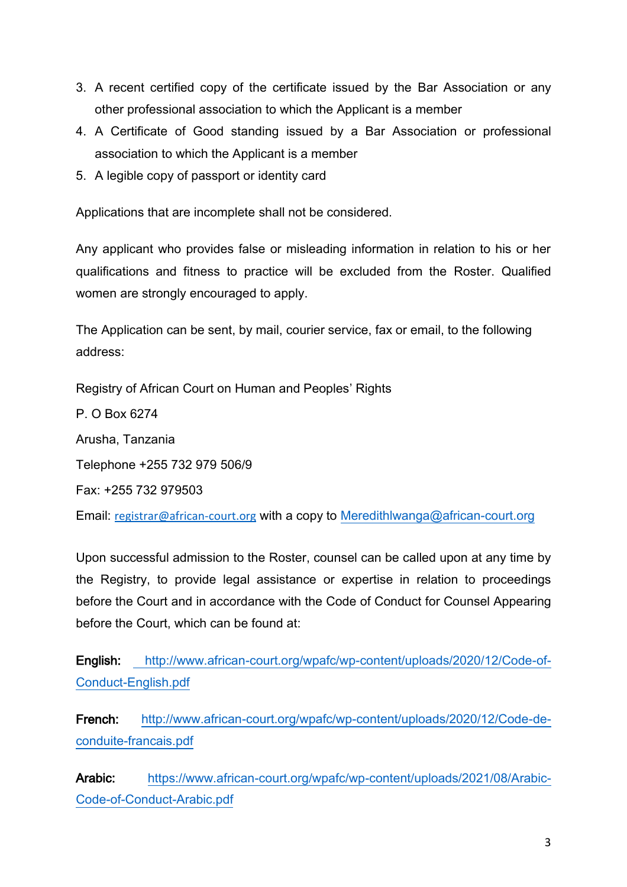3. A recent certified copy of the certificate issued by the Bar Association or any other professional association to which the Applicant is a member
4. A Certificate of Good standing issued by a Bar Association or professional association to which the Applicant is a member
5. A legible copy of passport or identity card

Applications that are incomplete shall not be considered.

Any applicant who provides false or misleading information in relation to his or her qualifications and fitness to practice will be excluded from the Roster. Qualified women are strongly encouraged to apply.

The Application can be sent, by mail, courier service, fax or email, to the following address:

Registry of African Court on Human and Peoples' Rights

P. O Box 6274

Arusha, Tanzania

Telephone +255 732 979 506/9

Fax: +255 732 979503

Email: registrar@african-court.org with a copy to Meredithlwanga@african-court.org

Upon successful admission to the Roster, counsel can be called upon at any time by the Registry, to provide legal assistance or expertise in relation to proceedings before the Court and in accordance with the Code of Conduct for Counsel Appearing before the Court, which can be found at:

**English:** http://www.african-court.org/wpafc/wp-content/uploads/2020/12/Code-of-Conduct-English.pdf

**French:** http://www.african-court.org/wpafc/wp-content/uploads/2020/12/Code-de-conduite-francais.pdf

**Arabic:** https://www.african-court.org/wpafc/wp-content/uploads/2021/08/Arabic-Code-of-Conduct-Arabic.pdf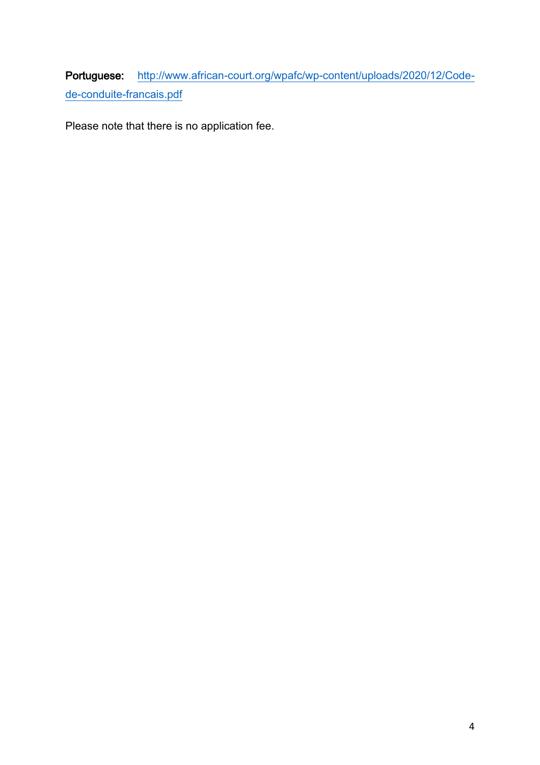**Portuguese:** [http://www.african-court.org/wpafc/wp-content/uploads/2020/12/Code-de-conduite-francais.pdf](http://www.african-court.org/wpafc/wp-content/uploads/2020/12/Code-de-conduite-francais.pdf)

Please note that there is no application fee.